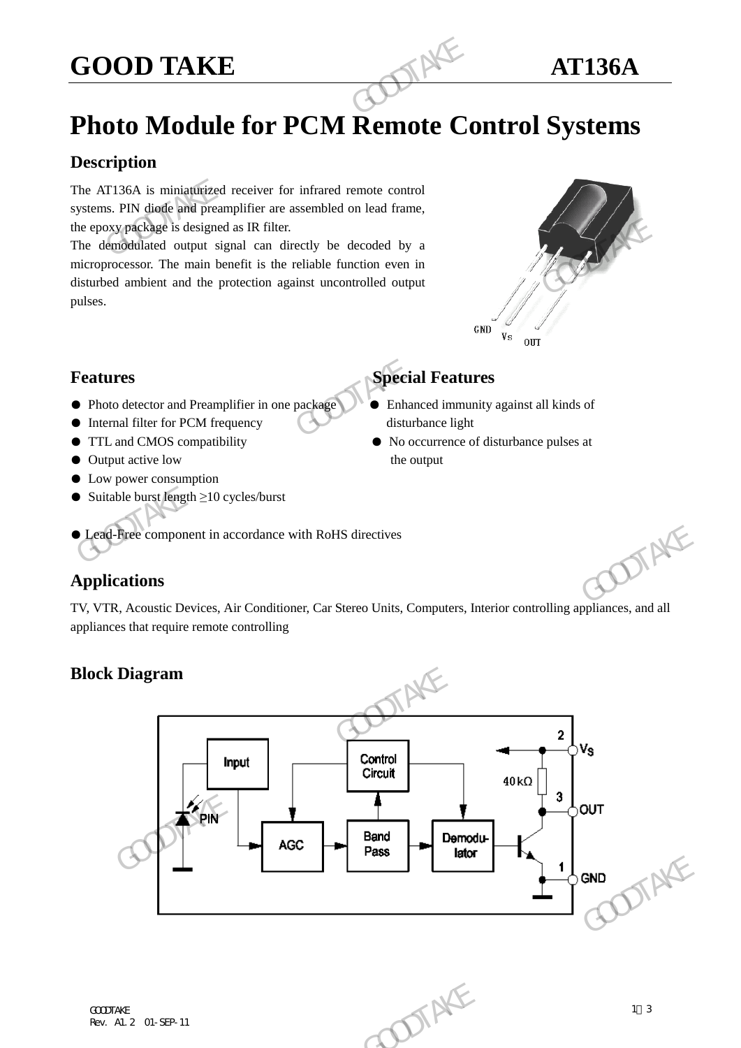# Photo Module for PCM Remote Control Systems

## Description

The AT136A is miniaturized receiver for infrared remote control systems. PIN diode and preamplifier are assembled on lead frame, the epoxy package is designed as IR filter.

The demodulated output signal can directly be decoded by a microprocessor. The main benefit is the reliable function even in disturbed ambient and the protection against uncontrolled output pulses.

## Features

- Photo detector and Preamplifier in one package
- Internal filter for PCM frequency
- TTL and CMOS compatibility
- Output active low
- Low power consumption
- Suitable burst length ≥10 cycles/burst
- Lead-Free component in accordance with RoHS directives

## Special Features

- Enhanced immunity against all kinds of disturbance light
- No occurrence of disturbance pulses at the output

## Applications

TV, VTR, Acoustic Devices, Air Conditioner, Car Stereo Units, Computers, Interior controlling appliances, and all appliances that require remote controlling

## Block Diagram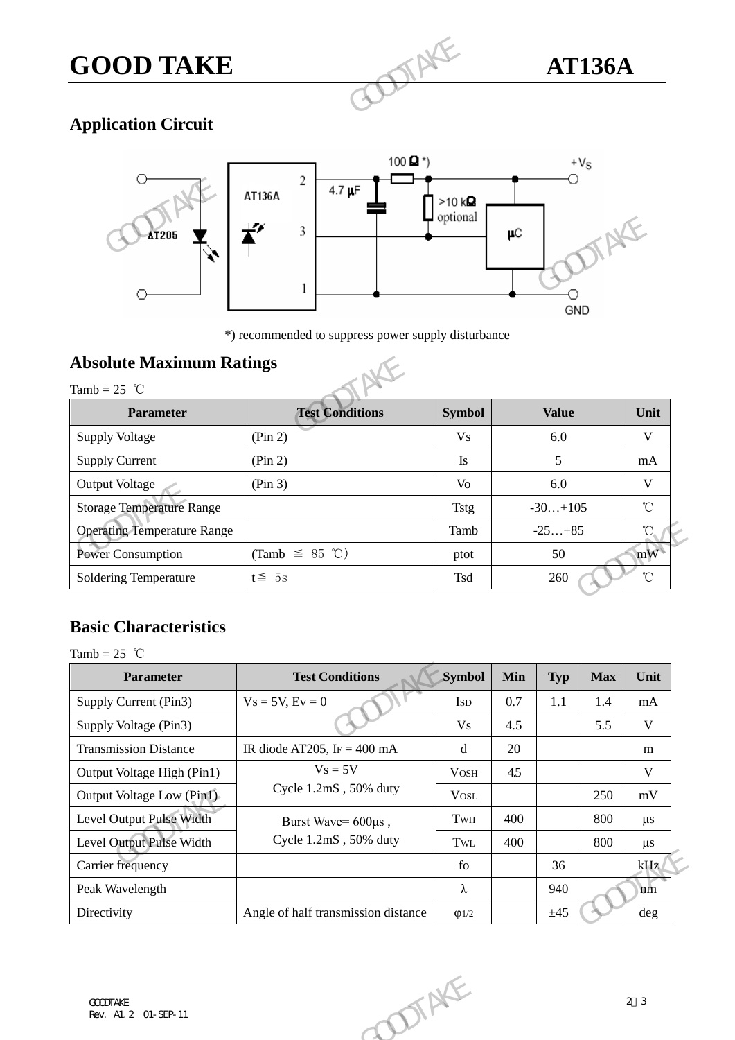## Application Circuit

*) recommended to suppress power supply disturbance

## Absolute Maximum Ratings

Tamb = 25 ℃

| Parameter | Test Conditions | Symbol | Value | Unit |
|---|---|---|---|---|
| Supply Voltage | (Pin 2) | Vs | 6.0 | V |
| Supply Current | (Pin 2) | Is | 5 | mA |
| Output Voltage | (Pin 3) | Vo | 6.0 | V |
| Storage Temperature Range | | Tstg | -30…+105 | ℃ |
| Operating Temperature Range | | Tamb | -25…+85 | ℃ |
| Power Consumption | (Tamb ≦ 85 ℃) | ptot | 50 | mW |
| Soldering Temperature | t≦ 5s | Tsd | 260 | ℃ |

## Basic Characteristics

Tamb = 25 ℃

| Parameter | Test Conditions | Symbol | Min | Typ | Max | Unit |
|---|---|---|---|---|---|---|
| Supply Current (Pin3) | Vs = 5V, Ev = 0 | $I_{SD}$ | 0.7 | 1.1 | 1.4 | mA |
| Supply Voltage (Pin3) | | Vs | 4.5 | | 5.5 | V |
| Transmission Distance | IR diode AT205, $I_F$ = 400 mA | d | 20 | | | m |
| Output Voltage High (Pin1) | Vs = 5V Cycle 1.2mS , 50% duty | $V_{OSH}$ | 4.5 | | | V |
| Output Voltage Low (Pin1) | | $V_{OSL}$ | | | 250 | mV |
| Level Output Pulse Width | Burst Wave= 600μs , Cycle 1.2mS , 50% duty | $T_{WH}$ | 400 | | 800 | μs |
| Level Output Pulse Width | | $T_{WL}$ | 400 | | 800 | μs |
| Carrier frequency | | fo | | 36 | | kHz |
| Peak Wavelength | | λ | | 940 | | nm |
| Directivity | Angle of half transmission distance | $\varphi_{1/2}$ | | ±45 | | deg |

GOODTAKE
Rev. A1.2 01-SEP-11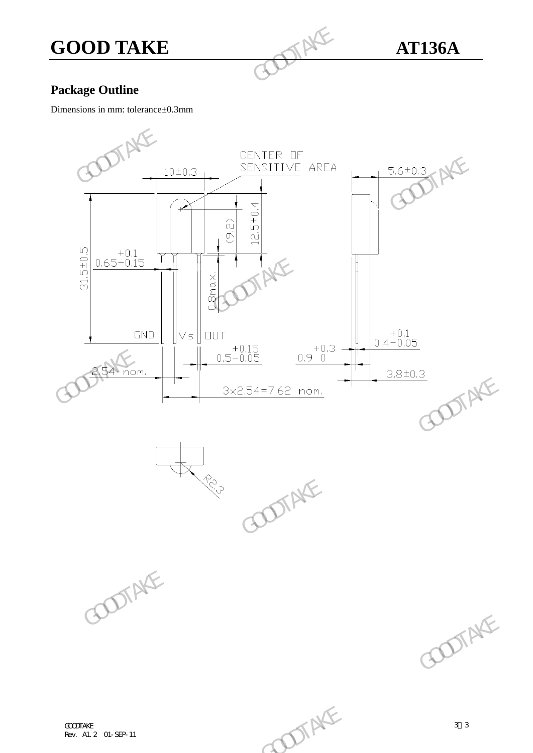## Package Outline

Dimensions in mm: tolerance±0.3mm

CENTER OF SENSITIVE AREA

10±0.3

5.6±0.3

12.5±0.4

(9.2)

31.5±0.5

+0.1
0.65−0.15

0.8max.

GND Vs OUT

+0.1
0.4−0.05

+0.15
0.5−0.05

+0.3
0.9 0

2.54 nom.

3.8±0.3

3x2.54=7.62 nom.

R2.3